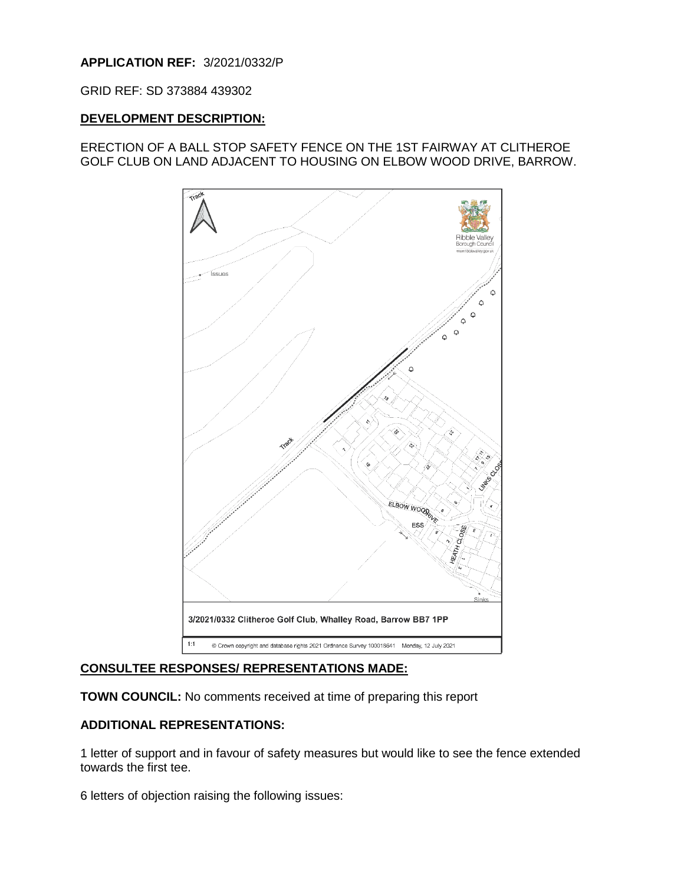**APPLICATION REF:** 3/2021/0332/P

GRID REF: SD 373884 439302

## DEVELOPMENT DESCRIPTION:

ERECTION OF A BALL STOP SAFETY FENCE ON THE 1ST FAIRWAY AT CLITHEROE GOLF CLUB ON LAND ADJACENT TO HOUSING ON ELBOW WOOD DRIVE, BARROW.

3/2021/0332 Clitheroe Golf Club, Whalley Road, Barrow BB7 1PP

1:1 © Crown copyright and database rights 2021 Ordnance Survey 100018641 Monday, 12 July 2021

## CONSULTEE RESPONSES/ REPRESENTATIONS MADE:

**TOWN COUNCIL:** No comments received at time of preparing this report

**ADDITIONAL REPRESENTATIONS:**

1 letter of support and in favour of safety measures but would like to see the fence extended towards the first tee.

6 letters of objection raising the following issues: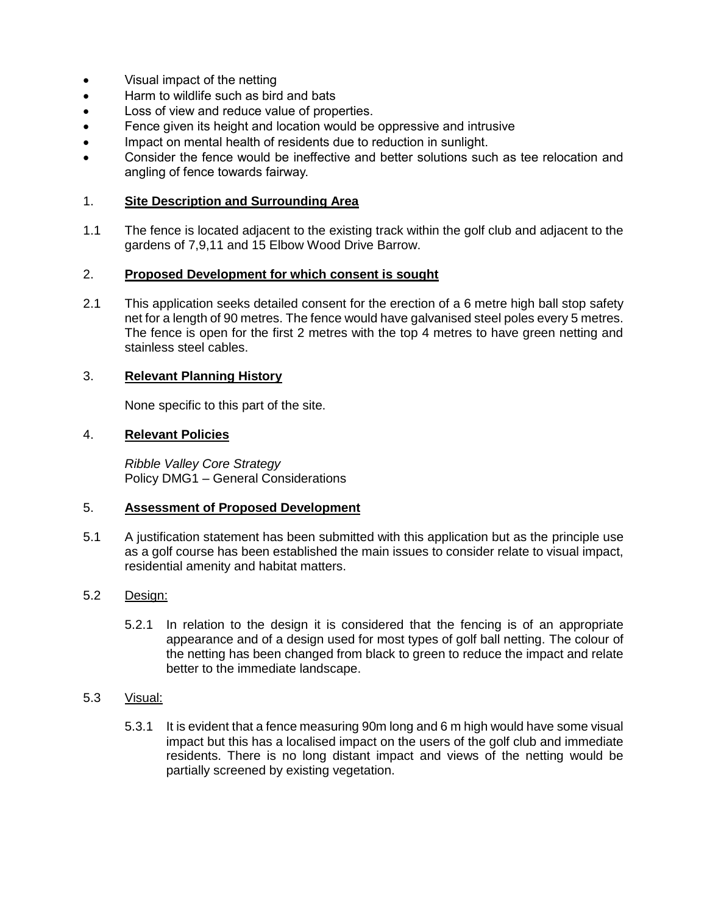- Visual impact of the netting
- Harm to wildlife such as bird and bats
- Loss of view and reduce value of properties.
- Fence given its height and location would be oppressive and intrusive
- Impact on mental health of residents due to reduction in sunlight.
- Consider the fence would be ineffective and better solutions such as tee relocation and angling of fence towards fairway.

## 1. **Site Description and Surrounding Area**

1.1 The fence is located adjacent to the existing track within the golf club and adjacent to the gardens of 7,9,11 and 15 Elbow Wood Drive Barrow.

## 2. **Proposed Development for which consent is sought**

2.1 This application seeks detailed consent for the erection of a 6 metre high ball stop safety net for a length of 90 metres. The fence would have galvanised steel poles every 5 metres. The fence is open for the first 2 metres with the top 4 metres to have green netting and stainless steel cables.

## 3. **Relevant Planning History**

None specific to this part of the site.

## 4. **Relevant Policies**

*Ribble Valley Core Strategy*
Policy DMG1 – General Considerations

## 5. **Assessment of Proposed Development**

5.1 A justification statement has been submitted with this application but as the principle use as a golf course has been established the main issues to consider relate to visual impact, residential amenity and habitat matters.

5.2 Design:

5.2.1 In relation to the design it is considered that the fencing is of an appropriate appearance and of a design used for most types of golf ball netting. The colour of the netting has been changed from black to green to reduce the impact and relate better to the immediate landscape.

5.3 Visual:

5.3.1 It is evident that a fence measuring 90m long and 6 m high would have some visual impact but this has a localised impact on the users of the golf club and immediate residents. There is no long distant impact and views of the netting would be partially screened by existing vegetation.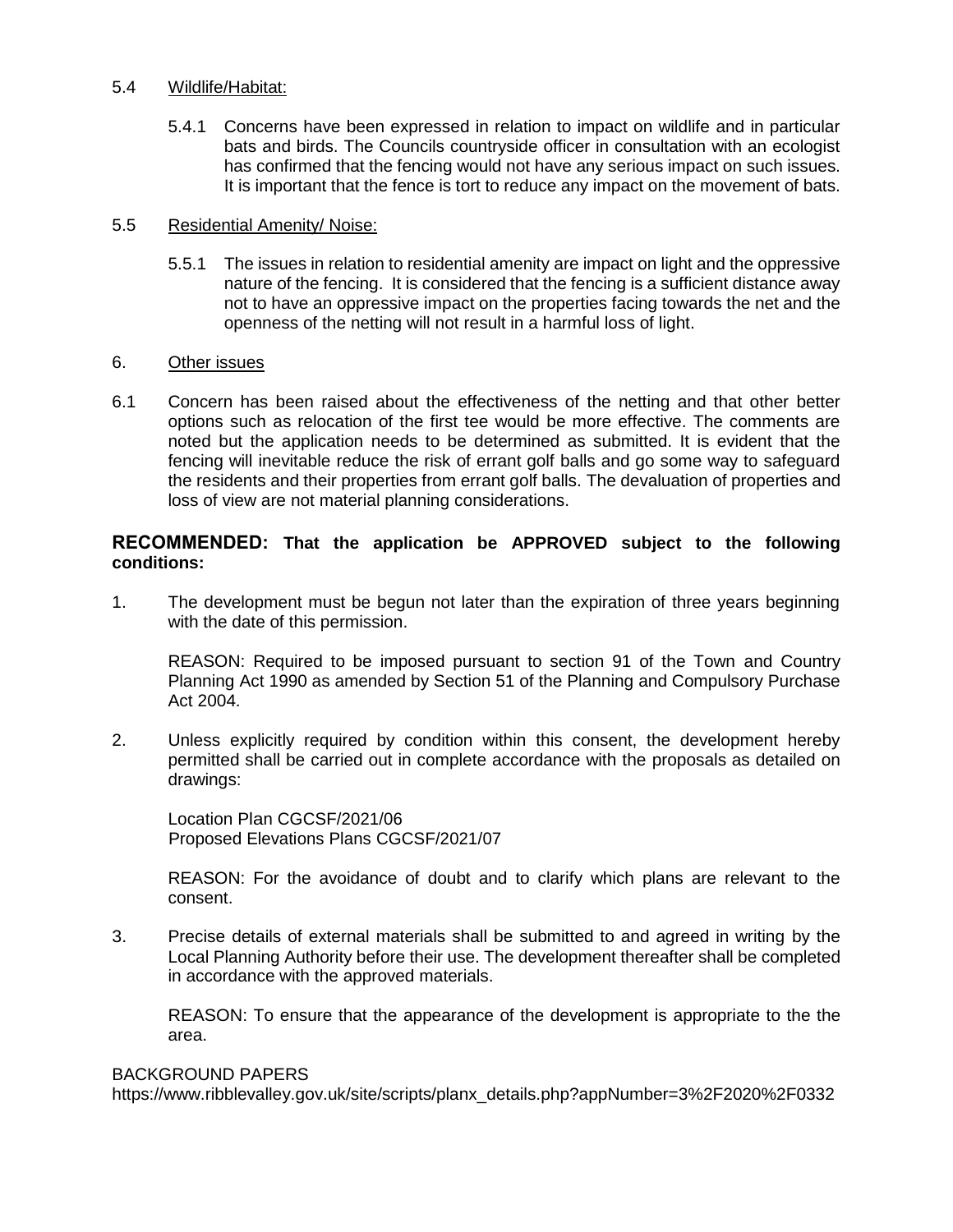5.4 Wildlife/Habitat:

5.4.1 Concerns have been expressed in relation to impact on wildlife and in particular bats and birds. The Councils countryside officer in consultation with an ecologist has confirmed that the fencing would not have any serious impact on such issues. It is important that the fence is tort to reduce any impact on the movement of bats.

5.5 Residential Amenity/ Noise:

5.5.1 The issues in relation to residential amenity are impact on light and the oppressive nature of the fencing. It is considered that the fencing is a sufficient distance away not to have an oppressive impact on the properties facing towards the net and the openness of the netting will not result in a harmful loss of light.

6. Other issues

6.1 Concern has been raised about the effectiveness of the netting and that other better options such as relocation of the first tee would be more effective. The comments are noted but the application needs to be determined as submitted. It is evident that the fencing will inevitable reduce the risk of errant golf balls and go some way to safeguard the residents and their properties from errant golf balls. The devaluation of properties and loss of view are not material planning considerations.

**RECOMMENDED: That the application be APPROVED subject to the following conditions:**

1. The development must be begun not later than the expiration of three years beginning with the date of this permission.

   REASON: Required to be imposed pursuant to section 91 of the Town and Country Planning Act 1990 as amended by Section 51 of the Planning and Compulsory Purchase Act 2004.

2. Unless explicitly required by condition within this consent, the development hereby permitted shall be carried out in complete accordance with the proposals as detailed on drawings:

   Location Plan CGCSF/2021/06
   Proposed Elevations Plans CGCSF/2021/07

   REASON: For the avoidance of doubt and to clarify which plans are relevant to the consent.

3. Precise details of external materials shall be submitted to and agreed in writing by the Local Planning Authority before their use. The development thereafter shall be completed in accordance with the approved materials.

   REASON: To ensure that the appearance of the development is appropriate to the the area.

BACKGROUND PAPERS
https://www.ribblevalley.gov.uk/site/scripts/planx_details.php?appNumber=3%2F2020%2F0332